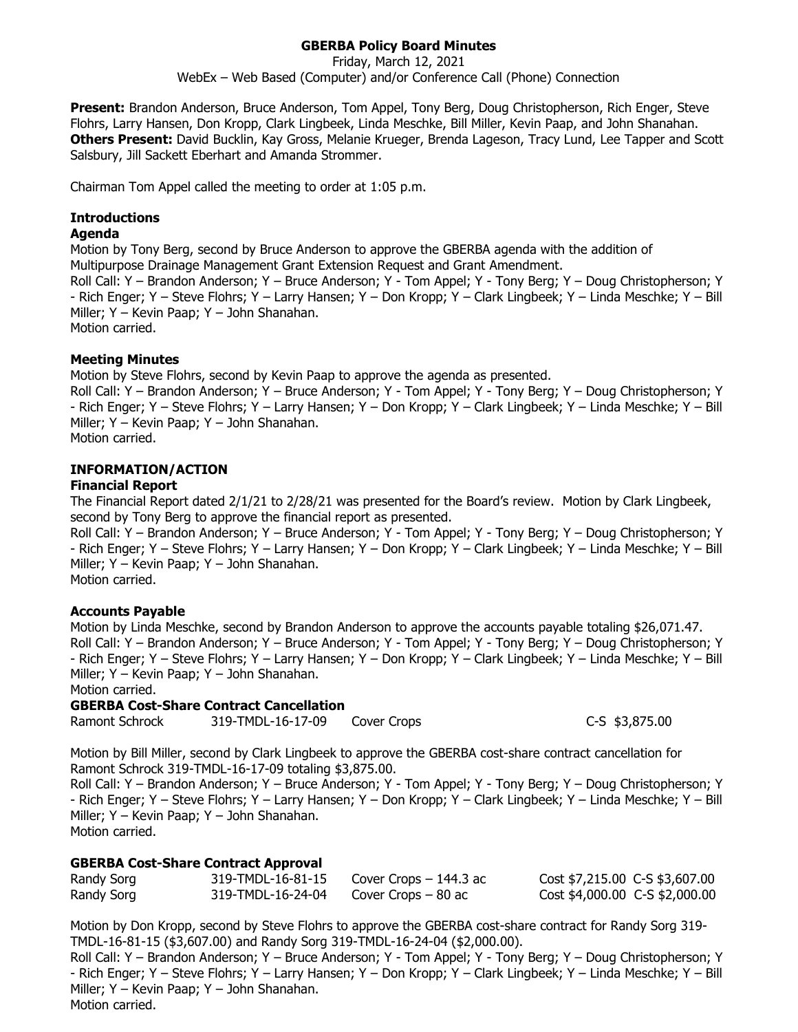# GBERBA Policy Board Minutes

Friday, March 12, 2021

WebEx – Web Based (Computer) and/or Conference Call (Phone) Connection

**Present:** Brandon Anderson, Bruce Anderson, Tom Appel, Tony Berg, Doug Christopherson, Rich Enger, Steve Flohrs, Larry Hansen, Don Kropp, Clark Lingbeek, Linda Meschke, Bill Miller, Kevin Paap, and John Shanahan.
**Others Present:** David Bucklin, Kay Gross, Melanie Krueger, Brenda Lageson, Tracy Lund, Lee Tapper and Scott Salsbury, Jill Sackett Eberhart and Amanda Strommer.

Chairman Tom Appel called the meeting to order at 1:05 p.m.

### Introductions

**Agenda**

Motion by Tony Berg, second by Bruce Anderson to approve the GBERBA agenda with the addition of Multipurpose Drainage Management Grant Extension Request and Grant Amendment.
Roll Call: Y – Brandon Anderson; Y – Bruce Anderson; Y - Tom Appel; Y - Tony Berg; Y – Doug Christopherson; Y - Rich Enger; Y – Steve Flohrs; Y – Larry Hansen; Y – Don Kropp; Y – Clark Lingbeek; Y – Linda Meschke; Y – Bill Miller; Y – Kevin Paap; Y – John Shanahan.
Motion carried.

### Meeting Minutes

Motion by Steve Flohrs, second by Kevin Paap to approve the agenda as presented.
Roll Call: Y – Brandon Anderson; Y – Bruce Anderson; Y - Tom Appel; Y - Tony Berg; Y – Doug Christopherson; Y - Rich Enger; Y – Steve Flohrs; Y – Larry Hansen; Y – Don Kropp; Y – Clark Lingbeek; Y – Linda Meschke; Y – Bill Miller; Y – Kevin Paap; Y – John Shanahan.
Motion carried.

### INFORMATION/ACTION

**Financial Report**

The Financial Report dated 2/1/21 to 2/28/21 was presented for the Board's review. Motion by Clark Lingbeek, second by Tony Berg to approve the financial report as presented.
Roll Call: Y – Brandon Anderson; Y – Bruce Anderson; Y - Tom Appel; Y - Tony Berg; Y – Doug Christopherson; Y - Rich Enger; Y – Steve Flohrs; Y – Larry Hansen; Y – Don Kropp; Y – Clark Lingbeek; Y – Linda Meschke; Y – Bill Miller; Y – Kevin Paap; Y – John Shanahan.
Motion carried.

### Accounts Payable

Motion by Linda Meschke, second by Brandon Anderson to approve the accounts payable totaling $26,071.47.
Roll Call: Y – Brandon Anderson; Y – Bruce Anderson; Y - Tom Appel; Y - Tony Berg; Y – Doug Christopherson; Y - Rich Enger; Y – Steve Flohrs; Y – Larry Hansen; Y – Don Kropp; Y – Clark Lingbeek; Y – Linda Meschke; Y – Bill Miller; Y – Kevin Paap; Y – John Shanahan.
Motion carried.

**GBERBA Cost-Share Contract Cancellation**

| Ramont Schrock | 319-TMDL-16-17-09 | Cover Crops | C-S $3,875.00 |
|---|---|---|---|

Motion by Bill Miller, second by Clark Lingbeek to approve the GBERBA cost-share contract cancellation for Ramont Schrock 319-TMDL-16-17-09 totaling $3,875.00.
Roll Call: Y – Brandon Anderson; Y – Bruce Anderson; Y - Tom Appel; Y - Tony Berg; Y – Doug Christopherson; Y - Rich Enger; Y – Steve Flohrs; Y – Larry Hansen; Y – Don Kropp; Y – Clark Lingbeek; Y – Linda Meschke; Y – Bill Miller; Y – Kevin Paap; Y – John Shanahan.
Motion carried.

### GBERBA Cost-Share Contract Approval

| Randy Sorg | 319-TMDL-16-81-15 | Cover Crops – 144.3 ac | Cost $7,215.00 | C-S $3,607.00 |
|---|---|---|---|---|
| Randy Sorg | 319-TMDL-16-24-04 | Cover Crops – 80 ac | Cost $4,000.00 | C-S $2,000.00 |

Motion by Don Kropp, second by Steve Flohrs to approve the GBERBA cost-share contract for Randy Sorg 319-TMDL-16-81-15 ($3,607.00) and Randy Sorg 319-TMDL-16-24-04 ($2,000.00).
Roll Call: Y – Brandon Anderson; Y – Bruce Anderson; Y - Tom Appel; Y - Tony Berg; Y – Doug Christopherson; Y - Rich Enger; Y – Steve Flohrs; Y – Larry Hansen; Y – Don Kropp; Y – Clark Lingbeek; Y – Linda Meschke; Y – Bill Miller; Y – Kevin Paap; Y – John Shanahan.
Motion carried.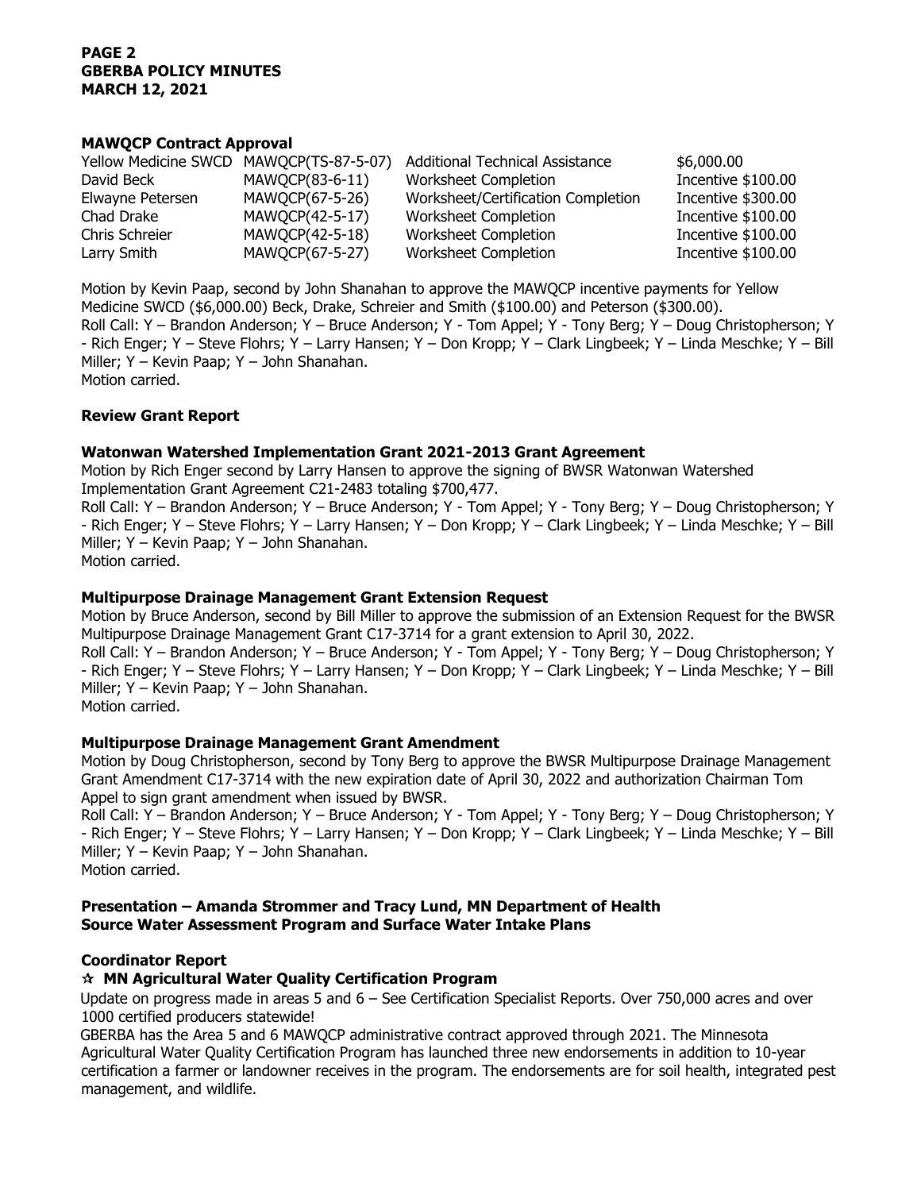### MAWQCP Contract Approval

| | | | |
|---|---|---|---|
| Yellow Medicine SWCD | MAWQCP(TS-87-5-07) | Additional Technical Assistance | $6,000.00 |
| David Beck | MAWQCP(83-6-11) | Worksheet Completion | Incentive $100.00 |
| Elwayne Petersen | MAWQCP(67-5-26) | Worksheet/Certification Completion | Incentive $300.00 |
| Chad Drake | MAWQCP(42-5-17) | Worksheet Completion | Incentive $100.00 |
| Chris Schreier | MAWQCP(42-5-18) | Worksheet Completion | Incentive $100.00 |
| Larry Smith | MAWQCP(67-5-27) | Worksheet Completion | Incentive $100.00 |

Motion by Kevin Paap, second by John Shanahan to approve the MAWQCP incentive payments for Yellow Medicine SWCD ($6,000.00) Beck, Drake, Schreier and Smith ($100.00) and Peterson ($300.00).
Roll Call: Y – Brandon Anderson; Y – Bruce Anderson; Y - Tom Appel; Y - Tony Berg; Y – Doug Christopherson; Y - Rich Enger; Y – Steve Flohrs; Y – Larry Hansen; Y – Don Kropp; Y – Clark Lingbeek; Y – Linda Meschke; Y – Bill Miller; Y – Kevin Paap; Y – John Shanahan.
Motion carried.

### Review Grant Report

### Watonwan Watershed Implementation Grant 2021-2013 Grant Agreement

Motion by Rich Enger second by Larry Hansen to approve the signing of BWSR Watonwan Watershed Implementation Grant Agreement C21-2483 totaling $700,477.
Roll Call: Y – Brandon Anderson; Y – Bruce Anderson; Y - Tom Appel; Y - Tony Berg; Y – Doug Christopherson; Y - Rich Enger; Y – Steve Flohrs; Y – Larry Hansen; Y – Don Kropp; Y – Clark Lingbeek; Y – Linda Meschke; Y – Bill Miller; Y – Kevin Paap; Y – John Shanahan.
Motion carried.

### Multipurpose Drainage Management Grant Extension Request

Motion by Bruce Anderson, second by Bill Miller to approve the submission of an Extension Request for the BWSR Multipurpose Drainage Management Grant C17-3714 for a grant extension to April 30, 2022.
Roll Call: Y – Brandon Anderson; Y – Bruce Anderson; Y - Tom Appel; Y - Tony Berg; Y – Doug Christopherson; Y - Rich Enger; Y – Steve Flohrs; Y – Larry Hansen; Y – Don Kropp; Y – Clark Lingbeek; Y – Linda Meschke; Y – Bill Miller; Y – Kevin Paap; Y – John Shanahan.
Motion carried.

### Multipurpose Drainage Management Grant Amendment

Motion by Doug Christopherson, second by Tony Berg to approve the BWSR Multipurpose Drainage Management Grant Amendment C17-3714 with the new expiration date of April 30, 2022 and authorization Chairman Tom Appel to sign grant amendment when issued by BWSR.
Roll Call: Y – Brandon Anderson; Y – Bruce Anderson; Y - Tom Appel; Y - Tony Berg; Y – Doug Christopherson; Y - Rich Enger; Y – Steve Flohrs; Y – Larry Hansen; Y – Don Kropp; Y – Clark Lingbeek; Y – Linda Meschke; Y – Bill Miller; Y – Kevin Paap; Y – John Shanahan.
Motion carried.

### Presentation – Amanda Strommer and Tracy Lund, MN Department of Health
### Source Water Assessment Program and Surface Water Intake Plans

### Coordinator Report

**☆ MN Agricultural Water Quality Certification Program**

Update on progress made in areas 5 and 6 – See Certification Specialist Reports. Over 750,000 acres and over 1000 certified producers statewide!

GBERBA has the Area 5 and 6 MAWQCP administrative contract approved through 2021. The Minnesota Agricultural Water Quality Certification Program has launched three new endorsements in addition to 10-year certification a farmer or landowner receives in the program. The endorsements are for soil health, integrated pest management, and wildlife.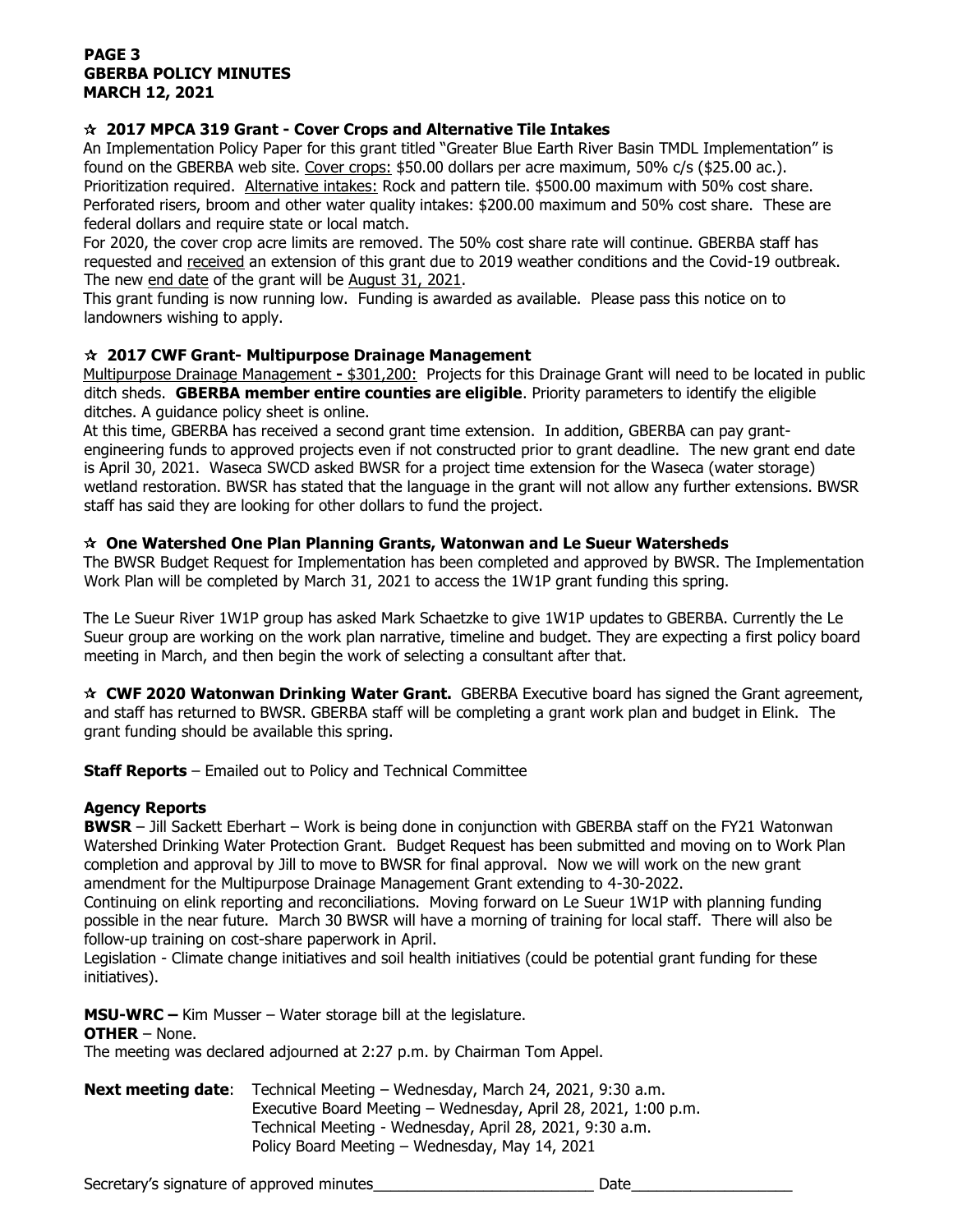**☆ 2017 MPCA 319 Grant - Cover Crops and Alternative Tile Intakes**

An Implementation Policy Paper for this grant titled "Greater Blue Earth River Basin TMDL Implementation" is found on the GBERBA web site. Cover crops: $50.00 dollars per acre maximum, 50% c/s ($25.00 ac.). Prioritization required. Alternative intakes: Rock and pattern tile. $500.00 maximum with 50% cost share. Perforated risers, broom and other water quality intakes: $200.00 maximum and 50% cost share. These are federal dollars and require state or local match.

For 2020, the cover crop acre limits are removed. The 50% cost share rate will continue. GBERBA staff has requested and received an extension of this grant due to 2019 weather conditions and the Covid-19 outbreak. The new end date of the grant will be August 31, 2021.

This grant funding is now running low. Funding is awarded as available. Please pass this notice on to landowners wishing to apply.

**☆ 2017 CWF Grant- Multipurpose Drainage Management**

Multipurpose Drainage Management **-** $301,200: Projects for this Drainage Grant will need to be located in public ditch sheds. **GBERBA member entire counties are eligible**. Priority parameters to identify the eligible ditches. A guidance policy sheet is online.

At this time, GBERBA has received a second grant time extension. In addition, GBERBA can pay grant-engineering funds to approved projects even if not constructed prior to grant deadline. The new grant end date is April 30, 2021. Waseca SWCD asked BWSR for a project time extension for the Waseca (water storage) wetland restoration. BWSR has stated that the language in the grant will not allow any further extensions. BWSR staff has said they are looking for other dollars to fund the project.

**☆ One Watershed One Plan Planning Grants, Watonwan and Le Sueur Watersheds**

The BWSR Budget Request for Implementation has been completed and approved by BWSR. The Implementation Work Plan will be completed by March 31, 2021 to access the 1W1P grant funding this spring.

The Le Sueur River 1W1P group has asked Mark Schaetzke to give 1W1P updates to GBERBA. Currently the Le Sueur group are working on the work plan narrative, timeline and budget. They are expecting a first policy board meeting in March, and then begin the work of selecting a consultant after that.

**☆ CWF 2020 Watonwan Drinking Water Grant.** GBERBA Executive board has signed the Grant agreement, and staff has returned to BWSR. GBERBA staff will be completing a grant work plan and budget in Elink. The grant funding should be available this spring.

**Staff Reports** – Emailed out to Policy and Technical Committee

**Agency Reports**

**BWSR** – Jill Sackett Eberhart – Work is being done in conjunction with GBERBA staff on the FY21 Watonwan Watershed Drinking Water Protection Grant. Budget Request has been submitted and moving on to Work Plan completion and approval by Jill to move to BWSR for final approval. Now we will work on the new grant amendment for the Multipurpose Drainage Management Grant extending to 4-30-2022.

Continuing on elink reporting and reconciliations. Moving forward on Le Sueur 1W1P with planning funding possible in the near future. March 30 BWSR will have a morning of training for local staff. There will also be follow-up training on cost-share paperwork in April.

Legislation - Climate change initiatives and soil health initiatives (could be potential grant funding for these initiatives).

**MSU-WRC –** Kim Musser – Water storage bill at the legislature.

**OTHER** – None.

The meeting was declared adjourned at 2:27 p.m. by Chairman Tom Appel.

**Next meeting date**: Technical Meeting – Wednesday, March 24, 2021, 9:30 a.m.
Executive Board Meeting – Wednesday, April 28, 2021, 1:00 p.m.
Technical Meeting - Wednesday, April 28, 2021, 9:30 a.m.
Policy Board Meeting – Wednesday, May 14, 2021

Secretary's signature of approved minutes__________________________ Date___________________